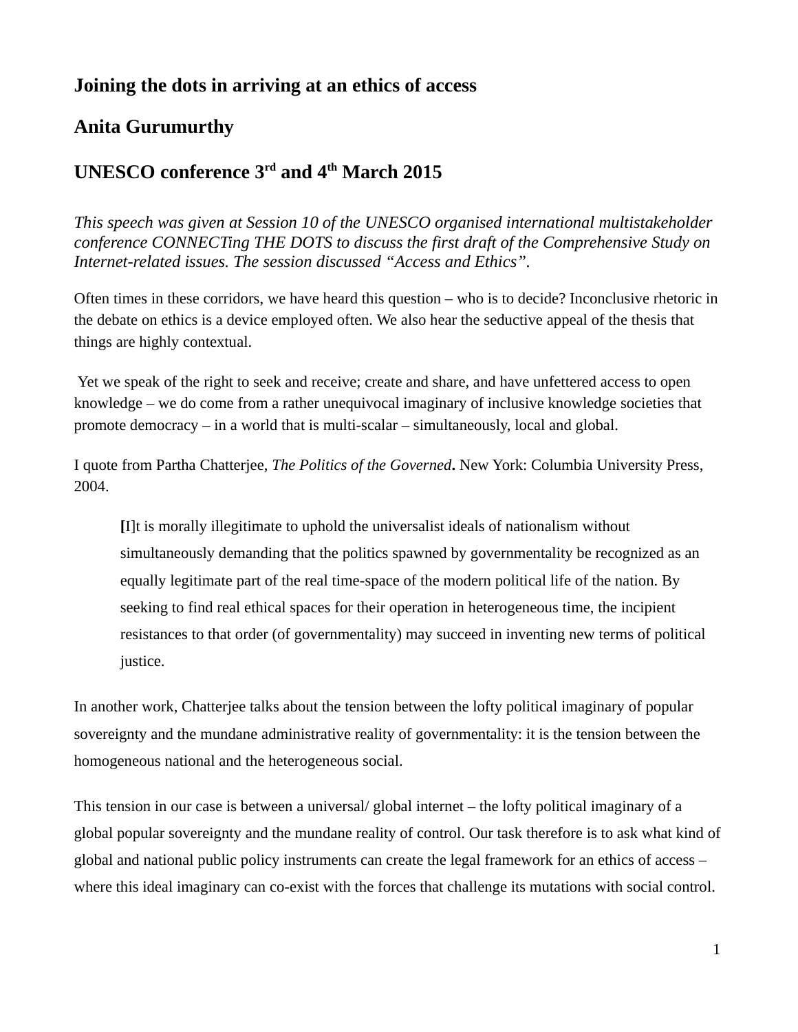# Joining the dots in arriving at an ethics of access

## Anita Gurumurthy

## UNESCO conference 3rd and 4th March 2015

*This speech was given at Session 10 of the UNESCO organised international multistakeholder conference CONNECTing THE DOTS to discuss the first draft of the Comprehensive Study on Internet-related issues. The session discussed "Access and Ethics".*

Often times in these corridors, we have heard this question – who is to decide? Inconclusive rhetoric in the debate on ethics is a device employed often. We also hear the seductive appeal of the thesis that things are highly contextual.

Yet we speak of the right to seek and receive; create and share, and have unfettered access to open knowledge – we do come from a rather unequivocal imaginary of inclusive knowledge societies that promote democracy – in a world that is multi-scalar – simultaneously, local and global.

I quote from Partha Chatterjee, *The Politics of the Governed***.** New York: Columbia University Press, 2004.

> **[**I]t is morally illegitimate to uphold the universalist ideals of nationalism without simultaneously demanding that the politics spawned by governmentality be recognized as an equally legitimate part of the real time-space of the modern political life of the nation. By seeking to find real ethical spaces for their operation in heterogeneous time, the incipient resistances to that order (of governmentality) may succeed in inventing new terms of political justice.

In another work, Chatterjee talks about the tension between the lofty political imaginary of popular sovereignty and the mundane administrative reality of governmentality: it is the tension between the homogeneous national and the heterogeneous social.

This tension in our case is between a universal/ global internet – the lofty political imaginary of a global popular sovereignty and the mundane reality of control. Our task therefore is to ask what kind of global and national public policy instruments can create the legal framework for an ethics of access – where this ideal imaginary can co-exist with the forces that challenge its mutations with social control.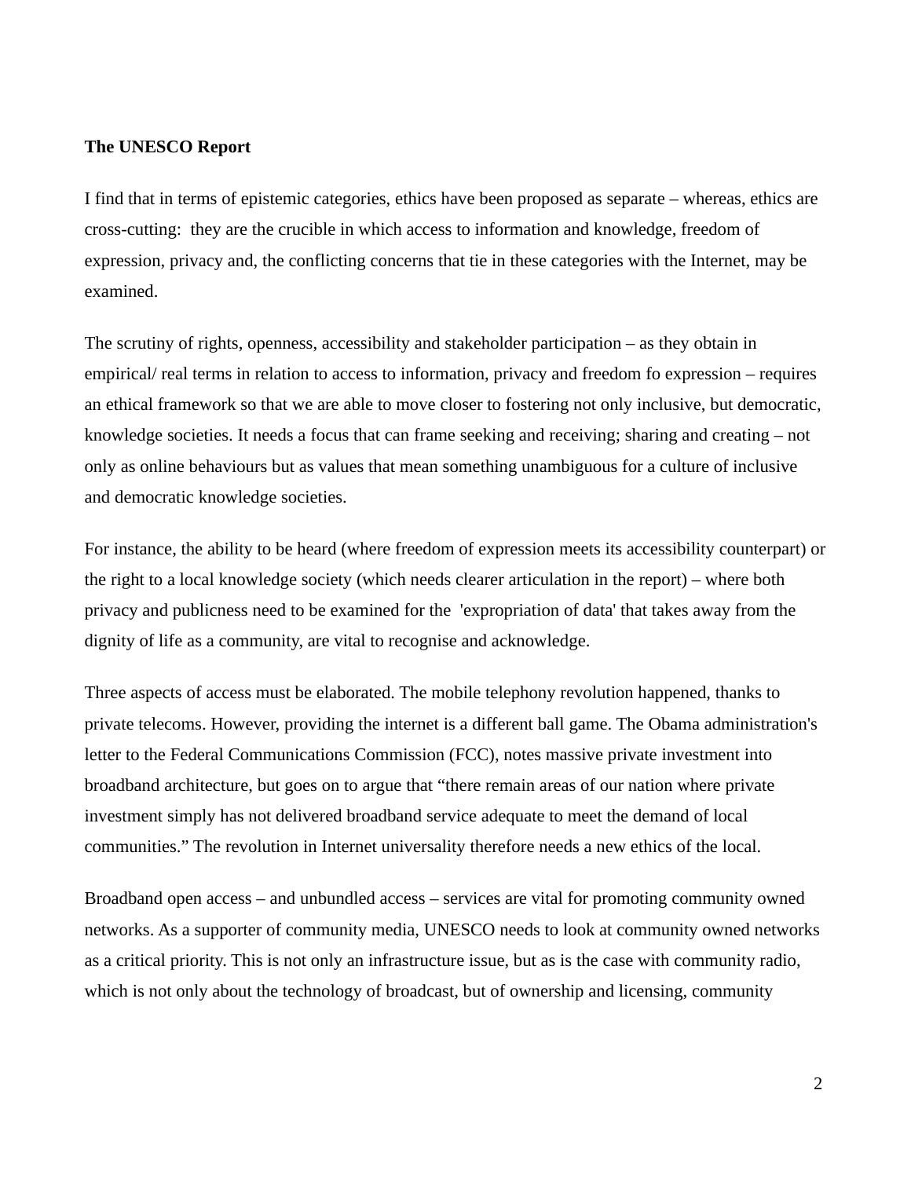**The UNESCO Report**

I find that in terms of epistemic categories, ethics have been proposed as separate – whereas, ethics are cross-cutting: they are the crucible in which access to information and knowledge, freedom of expression, privacy and, the conflicting concerns that tie in these categories with the Internet, may be examined.

The scrutiny of rights, openness, accessibility and stakeholder participation – as they obtain in empirical/ real terms in relation to access to information, privacy and freedom fo expression – requires an ethical framework so that we are able to move closer to fostering not only inclusive, but democratic, knowledge societies. It needs a focus that can frame seeking and receiving; sharing and creating – not only as online behaviours but as values that mean something unambiguous for a culture of inclusive and democratic knowledge societies.

For instance, the ability to be heard (where freedom of expression meets its accessibility counterpart) or the right to a local knowledge society (which needs clearer articulation in the report) – where both privacy and publicness need to be examined for the 'expropriation of data' that takes away from the dignity of life as a community, are vital to recognise and acknowledge.

Three aspects of access must be elaborated. The mobile telephony revolution happened, thanks to private telecoms. However, providing the internet is a different ball game. The Obama administration's letter to the Federal Communications Commission (FCC), notes massive private investment into broadband architecture, but goes on to argue that "there remain areas of our nation where private investment simply has not delivered broadband service adequate to meet the demand of local communities." The revolution in Internet universality therefore needs a new ethics of the local.

Broadband open access – and unbundled access – services are vital for promoting community owned networks. As a supporter of community media, UNESCO needs to look at community owned networks as a critical priority. This is not only an infrastructure issue, but as is the case with community radio, which is not only about the technology of broadcast, but of ownership and licensing, community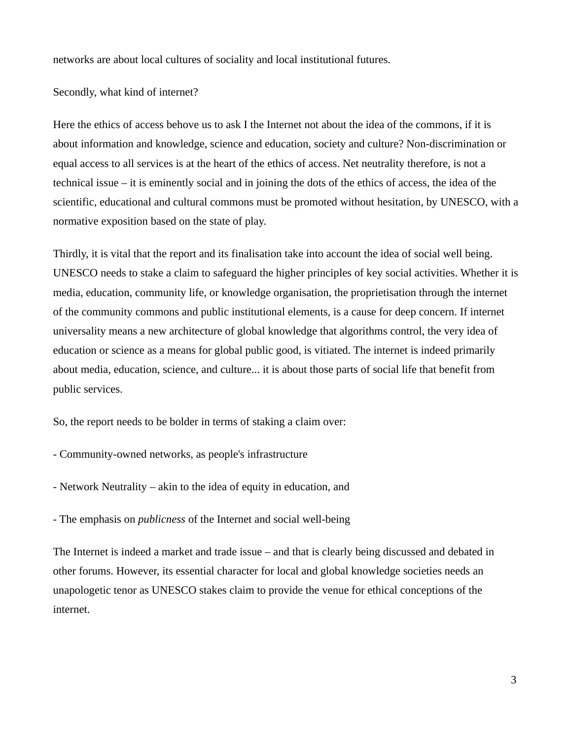networks are about local cultures of sociality and local institutional futures.

Secondly, what kind of internet?

Here the ethics of access behove us to ask I the Internet not about the idea of the commons, if it is about information and knowledge, science and education, society and culture? Non-discrimination or equal access to all services is at the heart of the ethics of access. Net neutrality therefore, is not a technical issue – it is eminently social and in joining the dots of the ethics of access, the idea of the scientific, educational and cultural commons must be promoted without hesitation, by UNESCO, with a normative exposition based on the state of play.

Thirdly, it is vital that the report and its finalisation take into account the idea of social well being. UNESCO needs to stake a claim to safeguard the higher principles of key social activities. Whether it is media, education, community life, or knowledge organisation, the proprietisation through the internet of the community commons and public institutional elements, is a cause for deep concern. If internet universality means a new architecture of global knowledge that algorithms control, the very idea of education or science as a means for global public good, is vitiated. The internet is indeed primarily about media, education, science, and culture... it is about those parts of social life that benefit from public services.

So, the report needs to be bolder in terms of staking a claim over:

- Community-owned networks, as people's infrastructure

- Network Neutrality – akin to the idea of equity in education, and

- The emphasis on *publicness* of the Internet and social well-being

The Internet is indeed a market and trade issue – and that is clearly being discussed and debated in other forums. However, its essential character for local and global knowledge societies needs an unapologetic tenor as UNESCO stakes claim to provide the venue for ethical conceptions of the internet.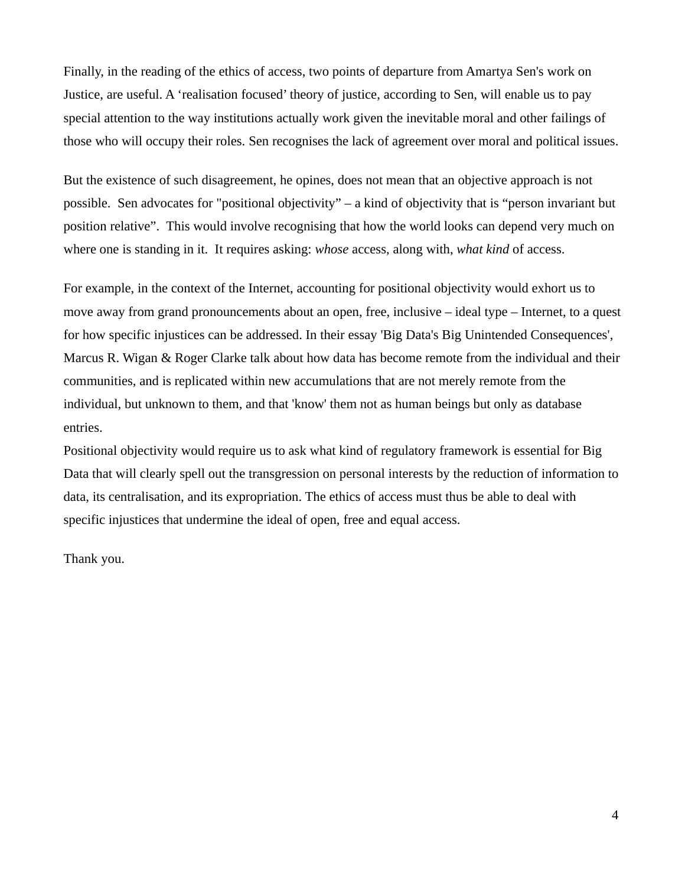Finally, in the reading of the ethics of access, two points of departure from Amartya Sen's work on Justice, are useful. A 'realisation focused' theory of justice, according to Sen, will enable us to pay special attention to the way institutions actually work given the inevitable moral and other failings of those who will occupy their roles. Sen recognises the lack of agreement over moral and political issues.

But the existence of such disagreement, he opines, does not mean that an objective approach is not possible. Sen advocates for "positional objectivity" – a kind of objectivity that is "person invariant but position relative". This would involve recognising that how the world looks can depend very much on where one is standing in it. It requires asking: *whose* access, along with, *what kind* of access.

For example, in the context of the Internet, accounting for positional objectivity would exhort us to move away from grand pronouncements about an open, free, inclusive – ideal type – Internet, to a quest for how specific injustices can be addressed. In their essay 'Big Data's Big Unintended Consequences', Marcus R. Wigan & Roger Clarke talk about how data has become remote from the individual and their communities, and is replicated within new accumulations that are not merely remote from the individual, but unknown to them, and that 'know' them not as human beings but only as database entries.
Positional objectivity would require us to ask what kind of regulatory framework is essential for Big Data that will clearly spell out the transgression on personal interests by the reduction of information to data, its centralisation, and its expropriation. The ethics of access must thus be able to deal with specific injustices that undermine the ideal of open, free and equal access.

Thank you.